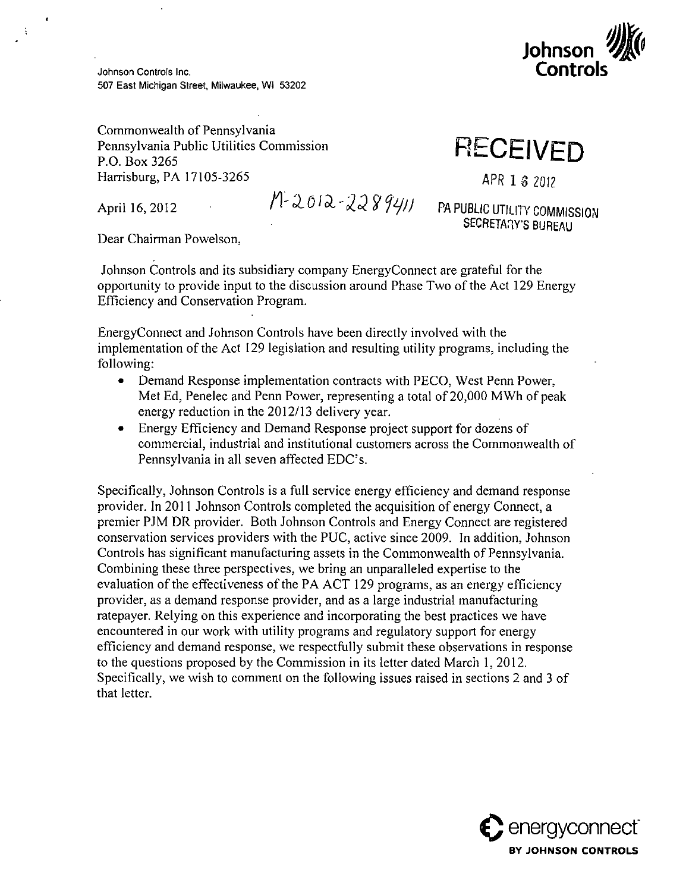Johnson Controls Inc.
507 East Michigan Street, Milwaukee, WI 53202

Johnson Controls

Commonwealth of Pennsylvania
Pennsylvania Public Utilities Commission
P.O. Box 3265
Harrisburg, PA 17105-3265

RECEIVED

APR 16 2012

PA PUBLIC UTILITY COMMISSION
SECRETARY'S BUREAU

April 16, 2012

M-2012-2289411

Dear Chairman Powelson,

Johnson Controls and its subsidiary company EnergyConnect are grateful for the opportunity to provide input to the discussion around Phase Two of the Act 129 Energy Efficiency and Conservation Program.

EnergyConnect and Johnson Controls have been directly involved with the implementation of the Act 129 legislation and resulting utility programs, including the following:

- Demand Response implementation contracts with PECO, West Penn Power, Met Ed, Penelec and Penn Power, representing a total of 20,000 MWh of peak energy reduction in the 2012/13 delivery year.
- Energy Efficiency and Demand Response project support for dozens of commercial, industrial and institutional customers across the Commonwealth of Pennsylvania in all seven affected EDC's.

Specifically, Johnson Controls is a full service energy efficiency and demand response provider. In 2011 Johnson Controls completed the acquisition of energy Connect, a premier PJM DR provider. Both Johnson Controls and Energy Connect are registered conservation services providers with the PUC, active since 2009. In addition, Johnson Controls has significant manufacturing assets in the Commonwealth of Pennsylvania. Combining these three perspectives, we bring an unparalleled expertise to the evaluation of the effectiveness of the PA ACT 129 programs, as an energy efficiency provider, as a demand response provider, and as a large industrial manufacturing ratepayer. Relying on this experience and incorporating the best practices we have encountered in our work with utility programs and regulatory support for energy efficiency and demand response, we respectfully submit these observations in response to the questions proposed by the Commission in its letter dated March 1, 2012. Specifically, we wish to comment on the following issues raised in sections 2 and 3 of that letter.

energyconnect
BY JOHNSON CONTROLS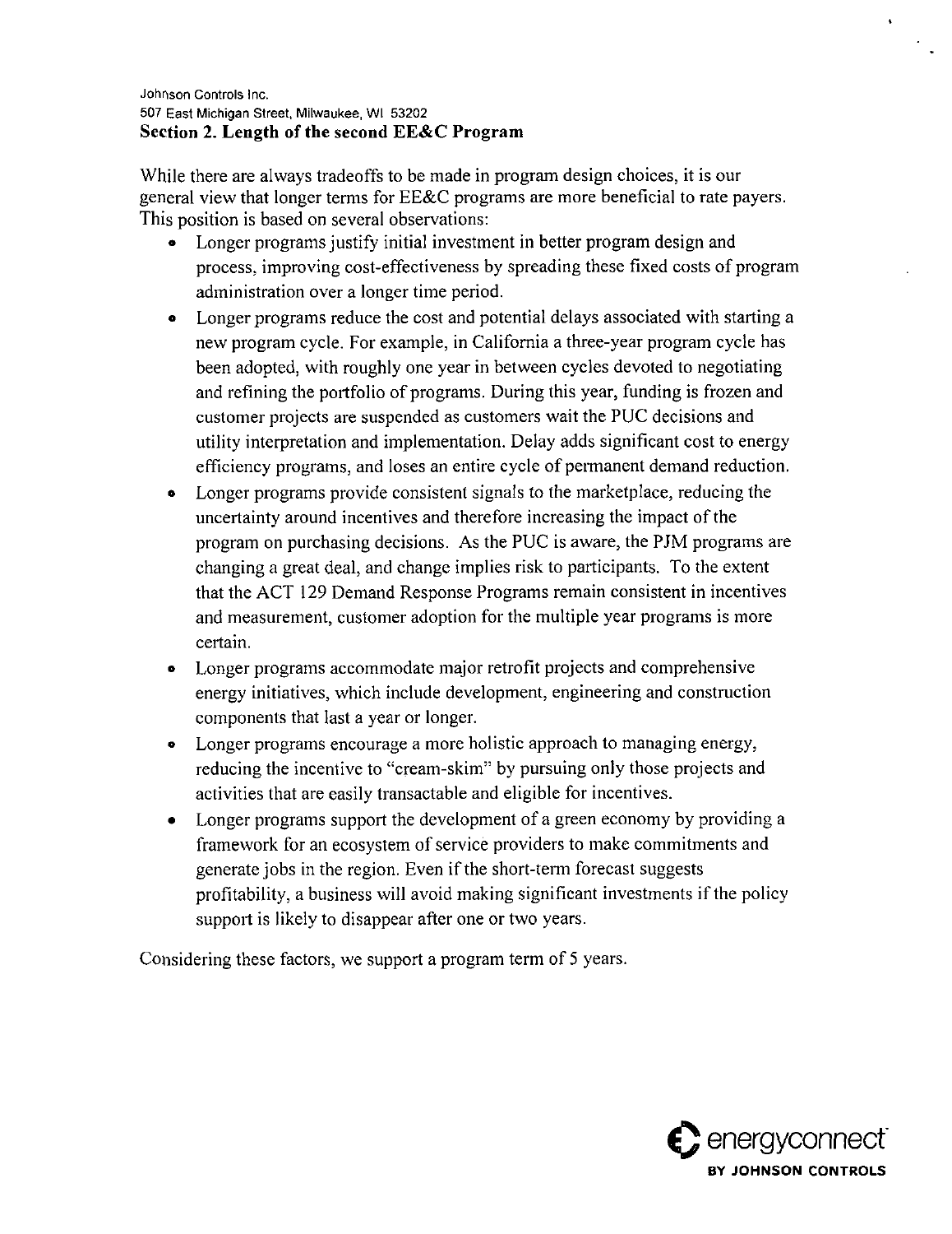Johnson Controls Inc.
507 East Michigan Street, Milwaukee, WI 53202

## Section 2. Length of the second EE&C Program

While there are always tradeoffs to be made in program design choices, it is our general view that longer terms for EE&C programs are more beneficial to rate payers. This position is based on several observations:

- Longer programs justify initial investment in better program design and process, improving cost-effectiveness by spreading these fixed costs of program administration over a longer time period.
- Longer programs reduce the cost and potential delays associated with starting a new program cycle. For example, in California a three-year program cycle has been adopted, with roughly one year in between cycles devoted to negotiating and refining the portfolio of programs. During this year, funding is frozen and customer projects are suspended as customers wait the PUC decisions and utility interpretation and implementation. Delay adds significant cost to energy efficiency programs, and loses an entire cycle of permanent demand reduction.
- Longer programs provide consistent signals to the marketplace, reducing the uncertainty around incentives and therefore increasing the impact of the program on purchasing decisions. As the PUC is aware, the PJM programs are changing a great deal, and change implies risk to participants. To the extent that the ACT 129 Demand Response Programs remain consistent in incentives and measurement, customer adoption for the multiple year programs is more certain.
- Longer programs accommodate major retrofit projects and comprehensive energy initiatives, which include development, engineering and construction components that last a year or longer.
- Longer programs encourage a more holistic approach to managing energy, reducing the incentive to "cream-skim" by pursuing only those projects and activities that are easily transactable and eligible for incentives.
- Longer programs support the development of a green economy by providing a framework for an ecosystem of service providers to make commitments and generate jobs in the region. Even if the short-term forecast suggests profitability, a business will avoid making significant investments if the policy support is likely to disappear after one or two years.

Considering these factors, we support a program term of 5 years.

energyconnect BY JOHNSON CONTROLS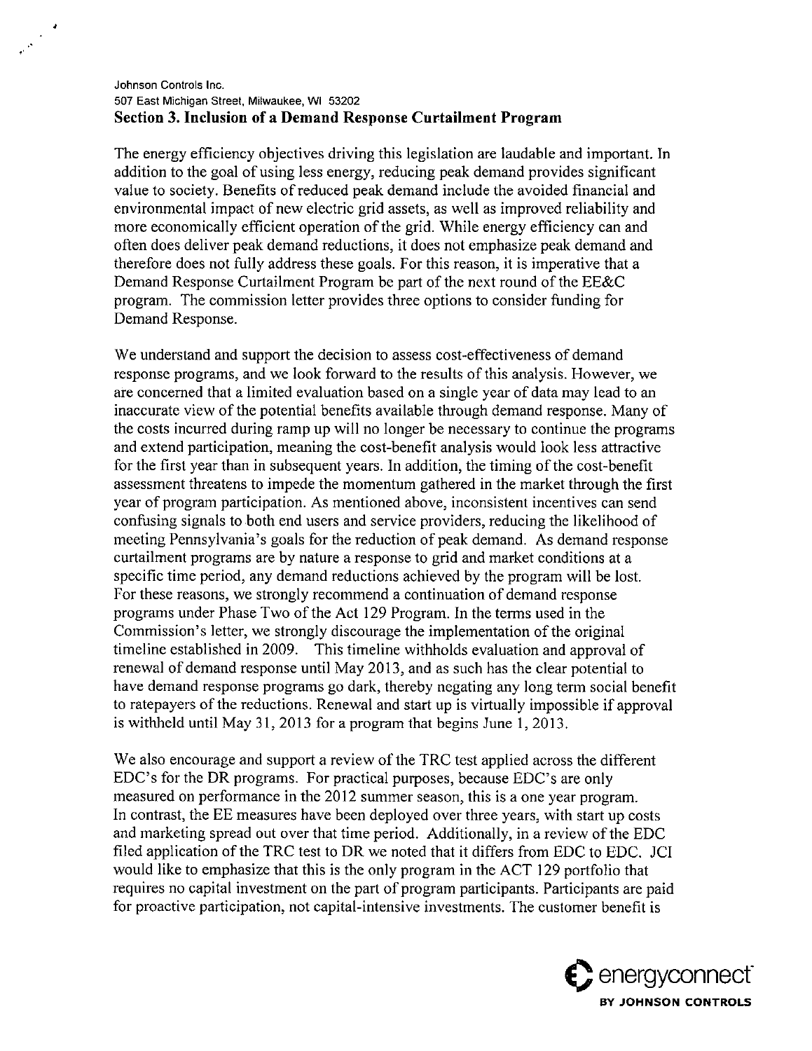Johnson Controls Inc.
507 East Michigan Street, Milwaukee, WI 53202

## Section 3. Inclusion of a Demand Response Curtailment Program

The energy efficiency objectives driving this legislation are laudable and important. In addition to the goal of using less energy, reducing peak demand provides significant value to society. Benefits of reduced peak demand include the avoided financial and environmental impact of new electric grid assets, as well as improved reliability and more economically efficient operation of the grid. While energy efficiency can and often does deliver peak demand reductions, it does not emphasize peak demand and therefore does not fully address these goals. For this reason, it is imperative that a Demand Response Curtailment Program be part of the next round of the EE&C program. The commission letter provides three options to consider funding for Demand Response.

We understand and support the decision to assess cost-effectiveness of demand response programs, and we look forward to the results of this analysis. However, we are concerned that a limited evaluation based on a single year of data may lead to an inaccurate view of the potential benefits available through demand response. Many of the costs incurred during ramp up will no longer be necessary to continue the programs and extend participation, meaning the cost-benefit analysis would look less attractive for the first year than in subsequent years. In addition, the timing of the cost-benefit assessment threatens to impede the momentum gathered in the market through the first year of program participation. As mentioned above, inconsistent incentives can send confusing signals to both end users and service providers, reducing the likelihood of meeting Pennsylvania's goals for the reduction of peak demand. As demand response curtailment programs are by nature a response to grid and market conditions at a specific time period, any demand reductions achieved by the program will be lost. For these reasons, we strongly recommend a continuation of demand response programs under Phase Two of the Act 129 Program. In the terms used in the Commission's letter, we strongly discourage the implementation of the original timeline established in 2009. This timeline withholds evaluation and approval of renewal of demand response until May 2013, and as such has the clear potential to have demand response programs go dark, thereby negating any long term social benefit to ratepayers of the reductions. Renewal and start up is virtually impossible if approval is withheld until May 31, 2013 for a program that begins June 1, 2013.

We also encourage and support a review of the TRC test applied across the different EDC's for the DR programs. For practical purposes, because EDC's are only measured on performance in the 2012 summer season, this is a one year program. In contrast, the EE measures have been deployed over three years, with start up costs and marketing spread out over that time period. Additionally, in a review of the EDC filed application of the TRC test to DR we noted that it differs from EDC to EDC. JCI would like to emphasize that this is the only program in the ACT 129 portfolio that requires no capital investment on the part of program participants. Participants are paid for proactive participation, not capital-intensive investments. The customer benefit is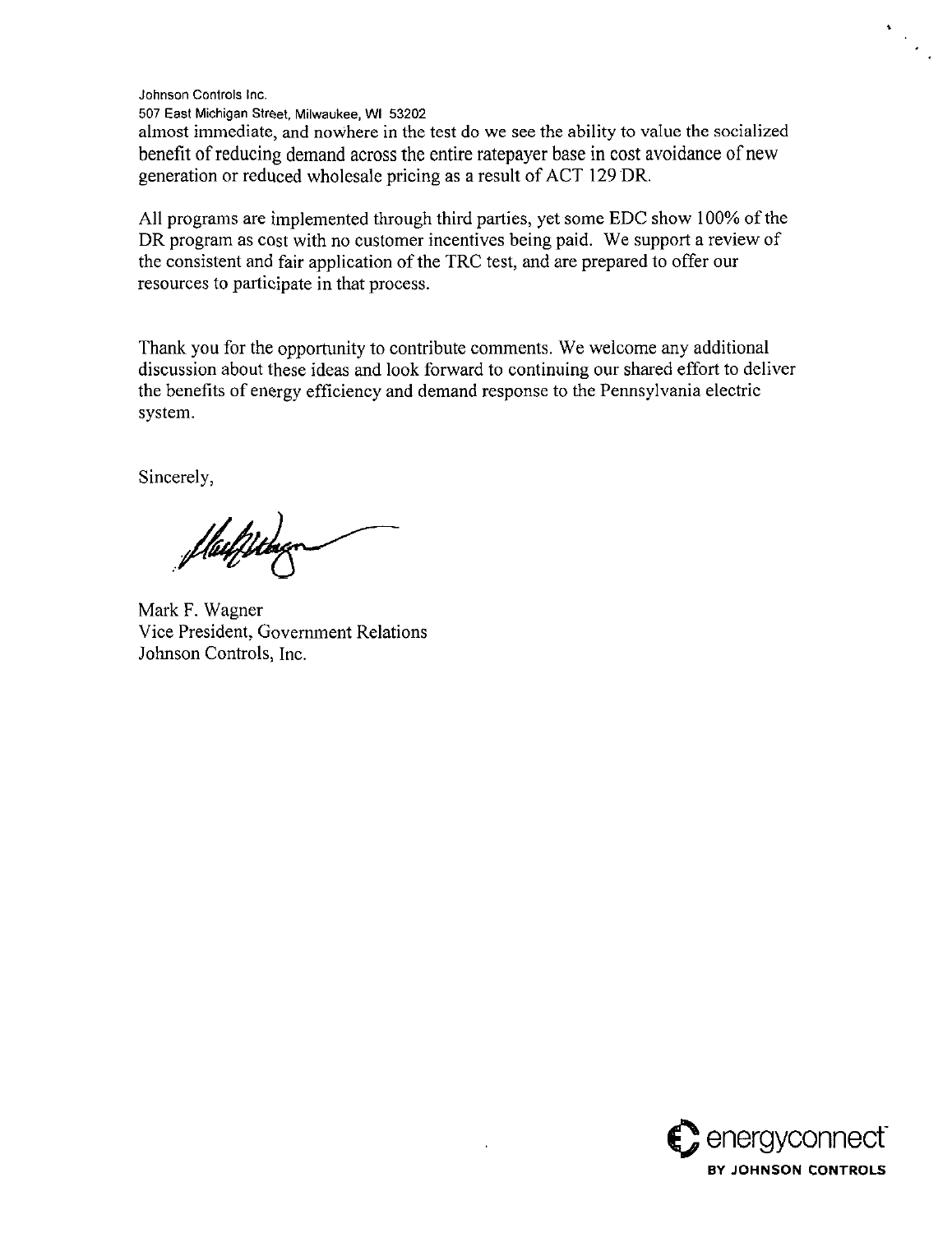almost immediate, and nowhere in the test do we see the ability to value the socialized benefit of reducing demand across the entire ratepayer base in cost avoidance of new generation or reduced wholesale pricing as a result of ACT 129 DR.

All programs are implemented through third parties, yet some EDC show 100% of the DR program as cost with no customer incentives being paid. We support a review of the consistent and fair application of the TRC test, and are prepared to offer our resources to participate in that process.

Thank you for the opportunity to contribute comments. We welcome any additional discussion about these ideas and look forward to continuing our shared effort to deliver the benefits of energy efficiency and demand response to the Pennsylvania electric system.

Sincerely,

Mark F. Wagner
Vice President, Government Relations
Johnson Controls, Inc.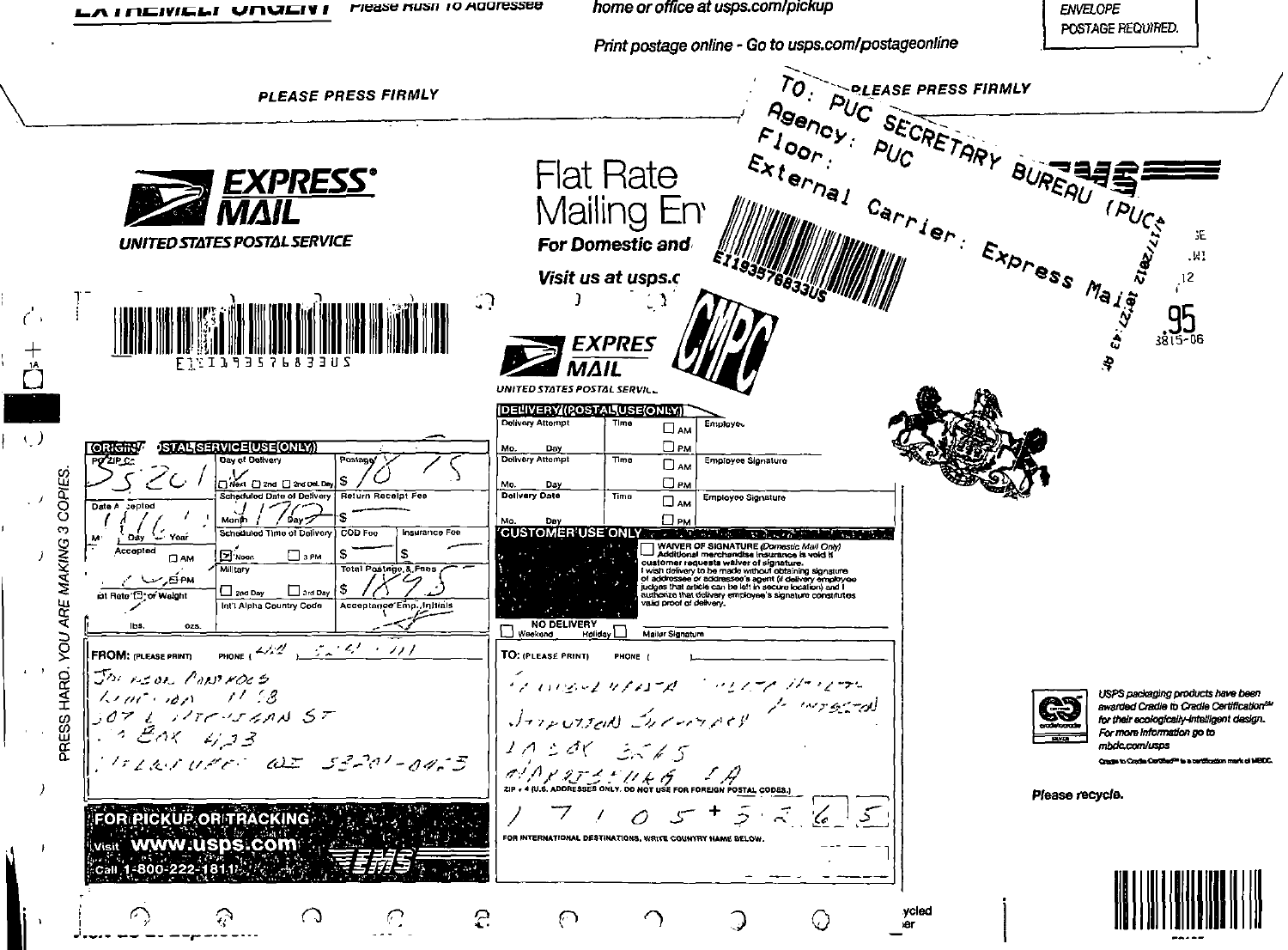EXTREMELY URGENT Please Rush To Addressee

home or office at usps.com/pickup

Print postage online - Go to usps.com/postageonline

ENVELOPE
POSTAGE REQUIRED.

PLEASE PRESS FIRMLY

PLEASE PRESS FIRMLY

TO: PUC SECRETARY BUREAU (PUC
Agency: PUC
Floor:
External Carrier: Express Mail

E119357683US

4/17/2012 10:27:43 AM

**EXPRESS MAIL**
UNITED STATES POSTAL SERVICE

**Flat Rate Mailing En**
**For Domestic and**
**Visit us at usps.c**

EI 119357683US

CMPC

.95
3815-06

**EXPRESS MAIL**
UNITED STATES POSTAL SERVICE

| ORIGIN (POSTAL SERVICE USE ONLY) | | | |
|---|---|---|---|
| PO ZIP Code 53201 | Day of Delivery ☐ Next ☐ 2nd ☐ 2nd Del. Day | Postage $ 18.15 | |
| Date Accepted 4/16/12 Mo. Day Year | Scheduled Date of Delivery Month 4 Day 17 | Return Receipt Fee $ | |
| Time Accepted ☐ AM ☒ PM | Scheduled Time of Delivery ☒ Noon ☐ 3 PM | COD Fee $ | Insurance Fee $ |
| Flat Rate ☒ or Weight lbs. ozs. | Military ☐ 2nd Day ☐ 3rd Day | Total Postage & Fees $ 18.95 | |
| | Int'l Alpha Country Code | Acceptance Emp. Initials | |

| DELIVERY (POSTAL USE ONLY) | | |
|---|---|---|
| Delivery Attempt Mo. Day | Time ☐ AM ☐ PM | Employee Signature |
| Delivery Attempt Mo. Day | Time ☐ AM ☐ PM | Employee Signature |
| Delivery Date Mo. Day | Time ☐ AM ☐ PM | Employee Signature |

**CUSTOMER USE ONLY**

☐ WAIVER OF SIGNATURE (Domestic Mail Only) Additional merchandise insurance is void if customer requests waiver of signature. I wish delivery to be made without obtaining signature of addressee or addressee's agent (if delivery employee judges that article can be left in secure location) and I authorize that delivery employee's signature constitutes valid proof of delivery.

NO DELIVERY ☐ Weekend ☐ Holiday — Mailer Signature

FROM: (PLEASE PRINT) PHONE ( 414 ) 271-1111

Johnson Controls
Location 1138
507 E Michigan St
PO Box 423
Milwaukee WI 53201-0423

TO: (PLEASE PRINT) PHONE ( )

Pennsylvania Public Utility Commission
Attention Secretary
PO Box 3265
Harrisburg PA

ZIP + 4 (U.S. ADDRESSES ONLY. DO NOT USE FOR FOREIGN POSTAL CODES.)
17105 + 3265

FOR INTERNATIONAL DESTINATIONS, WRITE COUNTRY NAME BELOW.

**FOR PICKUP OR TRACKING**
Visit **www.usps.com**
Call 1-800-222-1811

PRESS HARD. YOU ARE MAKING 3 COPIES.

USPS packaging products have been awarded Cradle to Cradle Certification℠ for their ecologically-intelligent design. For more information go to mbdc.com/usps

Cradle to Cradle Certified™ is a certification mark of MBDC.

Please recycle.